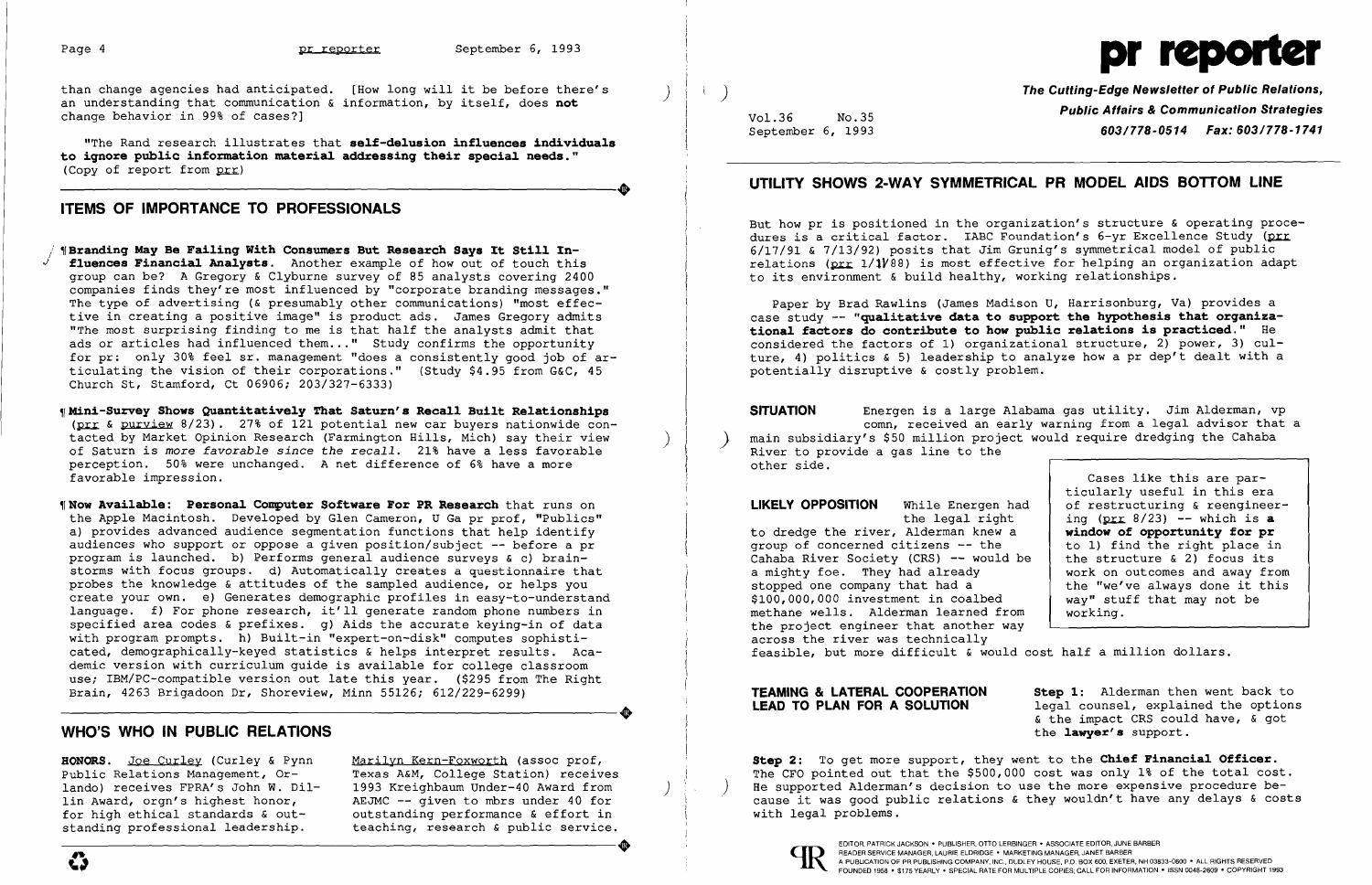than change agencies had anticipated. [How long will it be before there's an understanding that communication & information, by itself, does **not** change behavior in 99% of cases?]

"The Rand research illustrates that **self-delusion influences individuals to ignore public information material addressing their special needs.**" (Copy of report from prr)

## ITEMS OF IMPORTANCE TO PROFESSIONALS

¶ **Branding May Be Failing With Consumers But Research Says It Still Influences Financial Analysts.** Another example of how out of touch this group can be? A Gregory & Clyburne survey of 85 analysts covering 2400 companies finds they're most influenced by "corporate branding messages." The type of advertising (& presumably other communications) "most effective in creating a positive image" is product ads. James Gregory admits "The most surprising finding to me is that half the analysts admit that ads or articles had influenced them..." Study confirms the opportunity for pr: only 30% feel sr. management "does a consistently good job of articulating the vision of their corporations." (Study $4.95 from G&C, 45 Church St, Stamford, Ct 06906; 203/327-6333)

¶ **Mini-Survey Shows Quantitatively That Saturn's Recall Built Relationships** (prr & purview 8/23). 27% of 121 potential new car buyers nationwide contacted by Market Opinion Research (Farmington Hills, Mich) say their view of Saturn is *more favorable since the recall*. 21% have a less favorable perception. 50% were unchanged. A net difference of 6% have a more favorable impression.

¶ **Now Available: Personal Computer Software For PR Research** that runs on the Apple Macintosh. Developed by Glen Cameron, U Ga pr prof, "Publics" a) provides advanced audience segmentation functions that help identify audiences who support or oppose a given position/subject -- before a pr program is launched. b) Performs general audience surveys & c) brainstorms with focus groups. d) Automatically creates a questionnaire that probes the knowledge & attitudes of the sampled audience, or helps you create your own. e) Generates demographic profiles in easy-to-understand language. f) For phone research, it'll generate random phone numbers in specified area codes & prefixes. g) Aids the accurate keying-in of data with program prompts. h) Built-in "expert-on-disk" computes sophisticated, demographically-keyed statistics & helps interpret results. Academic version with curriculum guide is available for college classroom use; IBM/PC-compatible version out late this year. ($295 from The Right Brain, 4263 Brigadoon Dr, Shoreview, Minn 55126; 612/229-6299)

## WHO'S WHO IN PUBLIC RELATIONS

**HONORS.** Joe Curley (Curley & Pynn Public Relations Management, Orlando) receives FPRA's John W. Dillin Award, orgn's highest honor, for high ethical standards & outstanding professional leadership.

Marilyn Kern-Foxworth (assoc prof, Texas A&M, College Station) receives 1993 Kreighbaum Under-40 Award from AEJMC -- given to mbrs under 40 for outstanding performance & effort in teaching, research & public service.

# pr reporter

**The Cutting-Edge Newsletter of Public Relations, Public Affairs & Communication Strategies**

Vol.36 No.35
September 6, 1993

**603/778-0514 Fax: 603/778-1741**

## UTILITY SHOWS 2-WAY SYMMETRICAL PR MODEL AIDS BOTTOM LINE

But how pr is positioned in the organization's structure & operating procedures is a critical factor. IABC Foundation's 6-yr Excellence Study (prr 6/17/91 & 7/13/92) posits that Jim Grunig's symmetrical model of public relations (prr 1/11/88) is most effective for helping an organization adapt to its environment & build healthy, working relationships.

Paper by Brad Rawlins (James Madison U, Harrisonburg, Va) provides a case study -- **"qualitative data to support the hypothesis that organizational factors do contribute to how public relations is practiced."** He considered the factors of 1) organizational structure, 2) power, 3) culture, 4) politics & 5) leadership to analyze how a pr dep't dealt with a potentially disruptive & costly problem.

**SITUATION** Energen is a large Alabama gas utility. Jim Alderman, vp comn, received an early warning from a legal advisor that a main subsidiary's $50 million project would require dredging the Cahaba River to provide a gas line to the other side.

**LIKELY OPPOSITION** While Energen had the legal right to dredge the river, Alderman knew a group of concerned citizens -- the Cahaba River Society (CRS) -- would be a mighty foe. They had already stopped one company that had a $100,000,000 investment in coalbed methane wells. Alderman learned from the project engineer that another way across the river was technically feasible, but more difficult & would cost half a million dollars.

> Cases like this are particularly useful in this era of restructuring & reengineering (prr 8/23) -- which is **a window of opportunity for pr** to 1) find the right place in the structure & 2) focus its work on outcomes and away from the "we've always done it this way" stuff that may not be working.

**TEAMING & LATERAL COOPERATION LEAD TO PLAN FOR A SOLUTION**

**Step 1:** Alderman then went back to legal counsel, explained the options & the impact CRS could have, & got the **lawyer's** support.

**Step 2:** To get more support, they went to the **Chief Financial Officer.** The CFO pointed out that the $500,000 cost was only 1% of the total cost. He supported Alderman's decision to use the more expensive procedure because it was good public relations & they wouldn't have any delays & costs with legal problems.

EDITOR, PATRICK JACKSON • PUBLISHER, OTTO LERBINGER • ASSOCIATE EDITOR, JUNE BARBER
READER SERVICE MANAGER, LAURIE ELDRIDGE • MARKETING MANAGER, JANET BARBER
A PUBLICATION OF PR PUBLISHING COMPANY, INC., DUDLEY HOUSE, P.O. BOX 600, EXETER, NH 03833-0600 • ALL RIGHTS RESERVED
FOUNDED 1958 • $175 YEARLY • SPECIAL RATE FOR MULTIPLE COPIES; CALL FOR INFORMATION • ISSN 0048-2609 • COPYRIGHT 1993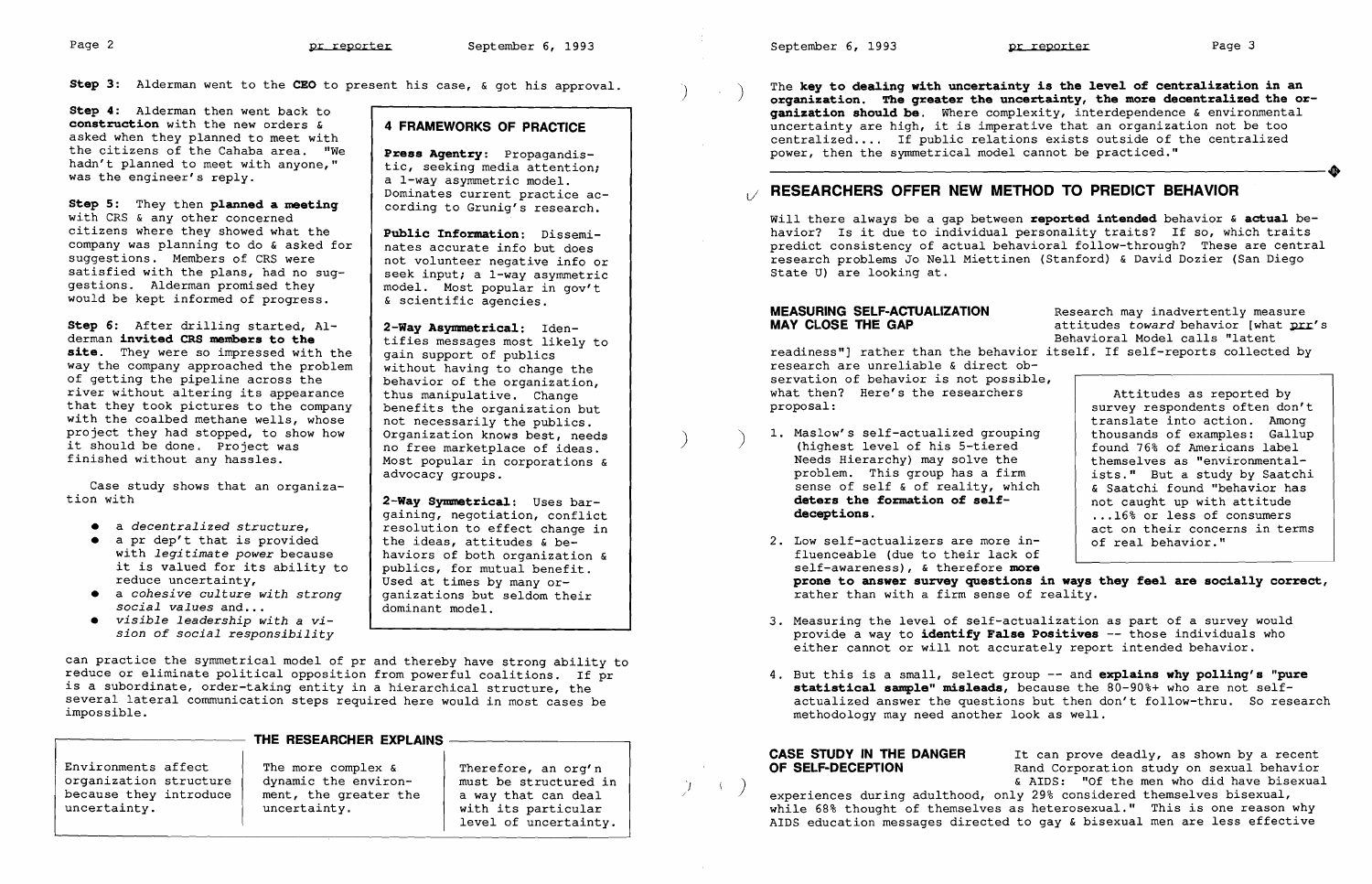**Step 3:** Alderman went to the **CEO** to present his case, & got his approval.

**Step 4:** Alderman then went back to **construction** with the new orders & asked when they planned to meet with the citizens of the Cahaba area. "We hadn't planned to meet with anyone," was the engineer's reply.

**Step 5:** They then **planned a meeting** with CRS & any other concerned citizens where they showed what the company was planning to do & asked for suggestions. Members of CRS were satisfied with the plans, had no suggestions. Alderman promised they would be kept informed of progress.

**Step 6:** After drilling started, Alderman **invited CRS members to the site.** They were so impressed with the way the company approached the problem of getting the pipeline across the river without altering its appearance that they took pictures to the company with the coalbed methane wells, whose project they had stopped, to show how it should be done. Project was finished without any hassles.

Case study shows that an organization with

- a *decentralized structure,*
- a pr dep't that is provided with *legitimate power* because it is valued for its ability to reduce uncertainty,
- a *cohesive culture with strong social values* and...
- *visible leadership with a vision of social responsibility*

can practice the symmetrical model of pr and thereby have strong ability to reduce or eliminate political opposition from powerful coalitions. If pr is a subordinate, order-taking entity in a hierarchical structure, the several lateral communication steps required here would in most cases be impossible.

### 4 FRAMEWORKS OF PRACTICE

**Press Agentry:** Propagandistic, seeking media attention; a 1-way asymmetric model. Dominates current practice according to Grunig's research.

**Public Information:** Disseminates accurate info but does not volunteer negative info or seek input; a 1-way asymmetric model. Most popular in gov't & scientific agencies.

**2-Way Asymmetrical:** Identifies messages most likely to gain support of publics without having to change the behavior of the organization, thus manipulative. Change benefits the organization but not necessarily the publics. Organization knows best, needs no free marketplace of ideas. Most popular in corporations & advocacy groups.

**2-Way Symmetrical:** Uses bargaining, negotiation, conflict resolution to effect change in the ideas, attitudes & behaviors of both organization & publics, for mutual benefit. Used at times by many organizations but seldom their dominant model.

### THE RESEARCHER EXPLAINS

| | | |
|---|---|---|
| Environments affect organization structure because they introduce uncertainty. | The more complex & dynamic the environment, the greater the uncertainty. | Therefore, an org'n must be structured in a way that can deal with its particular level of uncertainty. |

The **key to dealing with uncertainty is the level of centralization in an organization. The greater the uncertainty, the more decentralized the organization should be.** Where complexity, interdependence & environmental uncertainty are high, it is imperative that an organization not be too centralized.... If public relations exists outside of the centralized power, then the symmetrical model cannot be practiced."

## RESEARCHERS OFFER NEW METHOD TO PREDICT BEHAVIOR

Will there always be a gap between **reported intended** behavior & **actual** behavior? Is it due to individual personality traits? If so, which traits predict consistency of actual behavioral follow-through? These are central research problems Jo Nell Miettinen (Stanford) & David Dozier (San Diego State U) are looking at.

**MEASURING SELF-ACTUALIZATION MAY CLOSE THE GAP** Research may inadvertently measure attitudes *toward* behavior [what prr's Behavioral Model calls "latent readiness"] rather than the behavior itself. If self-reports collected by research are unreliable & direct observation of behavior is not possible, what then? Here's the researchers proposal:

> Attitudes as reported by survey respondents often don't translate into action. Among thousands of examples: Gallup found 76% of Americans label themselves as "environmentalists." But a study by Saatchi & Saatchi found "behavior has not caught up with attitude ...16% or less of consumers act on their concerns in terms of real behavior."

1. Maslow's self-actualized grouping (highest level of his 5-tiered Needs Hierarchy) may solve the problem. This group has a firm sense of self & of reality, which **deters the formation of self-deceptions.**
2. Low self-actualizers are more influenceable (due to their lack of self-awareness), & therefore **more prone to answer survey questions in ways they feel are socially correct,** rather than with a firm sense of reality.
3. Measuring the level of self-actualization as part of a survey would provide a way to **identify False Positives** -- those individuals who either cannot or will not accurately report intended behavior.
4. But this is a small, select group -- and **explains why polling's "pure statistical sample" misleads,** because the 80-90%+ who are not self-actualized answer the questions but then don't follow-thru. So research methodology may need another look as well.

**CASE STUDY IN THE DANGER OF SELF-DECEPTION** It can prove deadly, as shown by a recent Rand Corporation study on sexual behavior & AIDS: "Of the men who did have bisexual experiences during adulthood, only 29% considered themselves bisexual, while 68% thought of themselves as heterosexual." This is one reason why AIDS education messages directed to gay & bisexual men are less effective